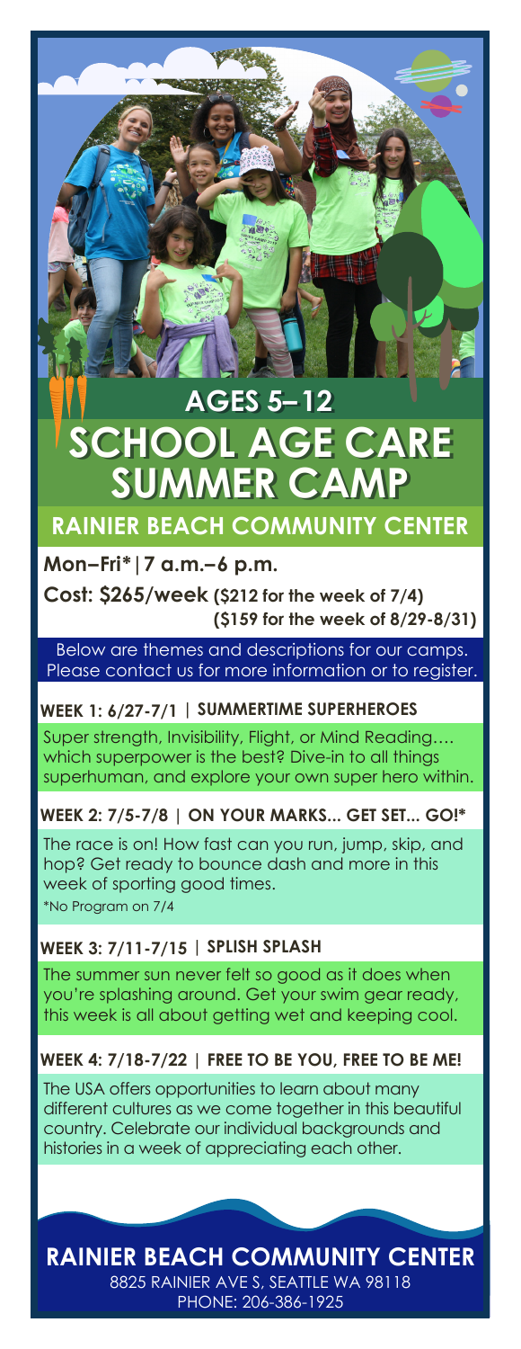# AGES 5–12

# SCHOOL AGE CARE SUMMER CAMP

## RAINIER BEACH COMMUNITY CENTER

**Mon–Fri*|7 a.m.–6 p.m.**

**Cost: $265/week (\$212 for the week of 7/4) (\$159 for the week of 8/29-8/31)**

Below are themes and descriptions for our camps. Please contact us for more information or to register.

### WEEK 1: 6/27-7/1 | SUMMERTIME SUPERHEROES

Super strength, Invisibility, Flight, or Mind Reading…. which superpower is the best? Dive-in to all things superhuman, and explore your own super hero within.

### WEEK 2: 7/5-7/8 | ON YOUR MARKS... GET SET... GO!*

The race is on! How fast can you run, jump, skip, and hop? Get ready to bounce dash and more in this week of sporting good times.

*No Program on 7/4

### WEEK 3: 7/11-7/15 | SPLISH SPLASH

The summer sun never felt so good as it does when you're splashing around. Get your swim gear ready, this week is all about getting wet and keeping cool.

### WEEK 4: 7/18-7/22 | FREE TO BE YOU, FREE TO BE ME!

The USA offers opportunities to learn about many different cultures as we come together in this beautiful country. Celebrate our individual backgrounds and histories in a week of appreciating each other.

## RAINIER BEACH COMMUNITY CENTER

8825 RAINIER AVE S, SEATTLE WA 98118

PHONE: 206-386-1925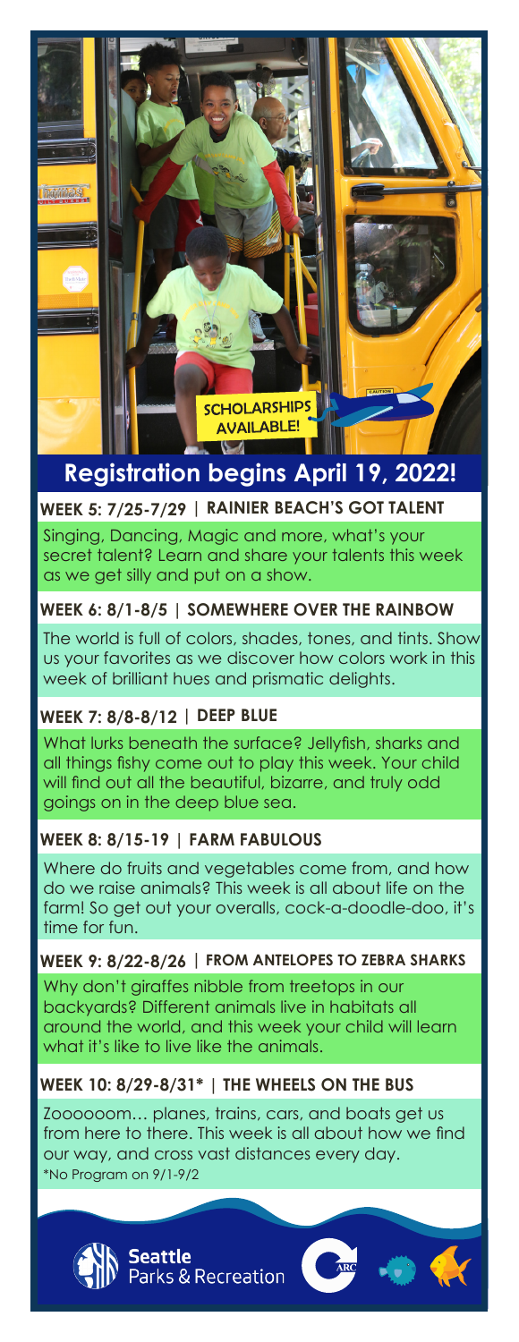SCHOLARSHIPS AVAILABLE!

## Registration begins April 19, 2022!

### WEEK 5: 7/25-7/29 | RAINIER BEACH'S GOT TALENT

Singing, Dancing, Magic and more, what's your secret talent? Learn and share your talents this week as we get silly and put on a show.

### WEEK 6: 8/1-8/5 | SOMEWHERE OVER THE RAINBOW

The world is full of colors, shades, tones, and tints. Show us your favorites as we discover how colors work in this week of brilliant hues and prismatic delights.

### WEEK 7: 8/8-8/12 | DEEP BLUE

What lurks beneath the surface? Jellyfish, sharks and all things fishy come out to play this week. Your child will find out all the beautiful, bizarre, and truly odd goings on in the deep blue sea.

### WEEK 8: 8/15-19 | FARM FABULOUS

Where do fruits and vegetables come from, and how do we raise animals? This week is all about life on the farm! So get out your overalls, cock-a-doodle-doo, it's time for fun.

### WEEK 9: 8/22-8/26 | FROM ANTELOPES TO ZEBRA SHARKS

Why don't giraffes nibble from treetops in our backyards? Different animals live in habitats all around the world, and this week your child will learn what it's like to live like the animals.

### WEEK 10: 8/29-8/31* | THE WHEELS ON THE BUS

Zoooooom… planes, trains, cars, and boats get us from here to there. This week is all about how we find our way, and cross vast distances every day.

*No Program on 9/1-9/2

Seattle Parks & Recreation

ARC